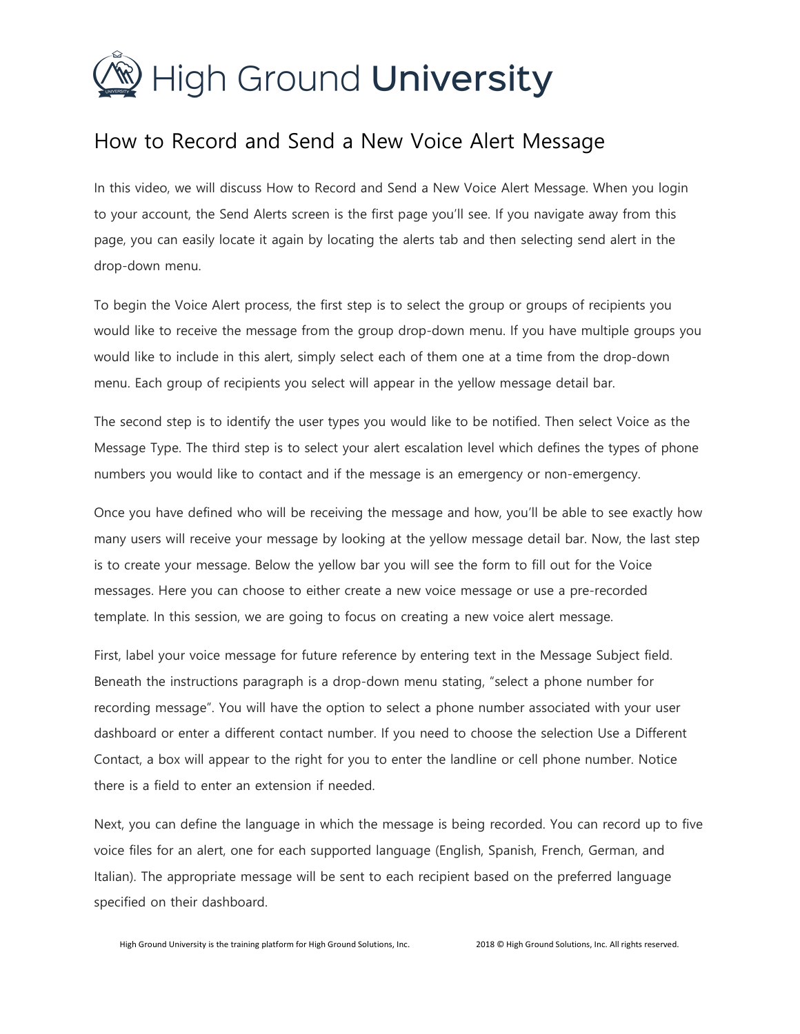# High Ground University

## How to Record and Send a New Voice Alert Message

In this video, we will discuss How to Record and Send a New Voice Alert Message. When you login to your account, the Send Alerts screen is the first page you'll see. If you navigate away from this page, you can easily locate it again by locating the alerts tab and then selecting send alert in the drop-down menu.

To begin the Voice Alert process, the first step is to select the group or groups of recipients you would like to receive the message from the group drop-down menu. If you have multiple groups you would like to include in this alert, simply select each of them one at a time from the drop-down menu. Each group of recipients you select will appear in the yellow message detail bar.

The second step is to identify the user types you would like to be notified. Then select Voice as the Message Type. The third step is to select your alert escalation level which defines the types of phone numbers you would like to contact and if the message is an emergency or non-emergency.

Once you have defined who will be receiving the message and how, you'll be able to see exactly how many users will receive your message by looking at the yellow message detail bar. Now, the last step is to create your message. Below the yellow bar you will see the form to fill out for the Voice messages. Here you can choose to either create a new voice message or use a pre-recorded template. In this session, we are going to focus on creating a new voice alert message.

First, label your voice message for future reference by entering text in the Message Subject field. Beneath the instructions paragraph is a drop-down menu stating, "select a phone number for recording message". You will have the option to select a phone number associated with your user dashboard or enter a different contact number. If you need to choose the selection Use a Different Contact, a box will appear to the right for you to enter the landline or cell phone number. Notice there is a field to enter an extension if needed.

Next, you can define the language in which the message is being recorded. You can record up to five voice files for an alert, one for each supported language (English, Spanish, French, German, and Italian). The appropriate message will be sent to each recipient based on the preferred language specified on their dashboard.

High Ground University is the training platform for High Ground Solutions, Inc. 2018 © High Ground Solutions, Inc. All rights reserved.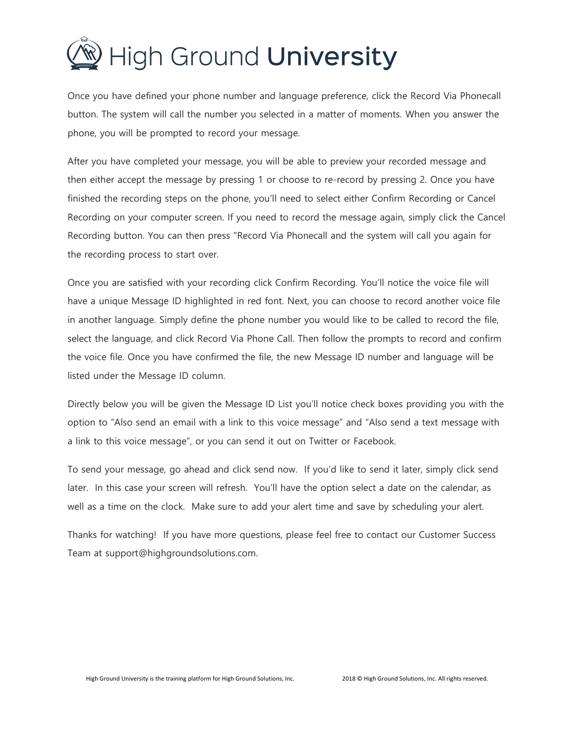Once you have defined your phone number and language preference, click the Record Via Phonecall button. The system will call the number you selected in a matter of moments. When you answer the phone, you will be prompted to record your message.

After you have completed your message, you will be able to preview your recorded message and then either accept the message by pressing 1 or choose to re-record by pressing 2. Once you have finished the recording steps on the phone, you'll need to select either Confirm Recording or Cancel Recording on your computer screen. If you need to record the message again, simply click the Cancel Recording button. You can then press "Record Via Phonecall and the system will call you again for the recording process to start over.

Once you are satisfied with your recording click Confirm Recording. You'll notice the voice file will have a unique Message ID highlighted in red font. Next, you can choose to record another voice file in another language. Simply define the phone number you would like to be called to record the file, select the language, and click Record Via Phone Call. Then follow the prompts to record and confirm the voice file. Once you have confirmed the file, the new Message ID number and language will be listed under the Message ID column.

Directly below you will be given the Message ID List you'll notice check boxes providing you with the option to "Also send an email with a link to this voice message" and "Also send a text message with a link to this voice message", or you can send it out on Twitter or Facebook.

To send your message, go ahead and click send now. If you'd like to send it later, simply click send later. In this case your screen will refresh. You'll have the option select a date on the calendar, as well as a time on the clock. Make sure to add your alert time and save by scheduling your alert.

Thanks for watching! If you have more questions, please feel free to contact our Customer Success Team at support@highgroundsolutions.com.